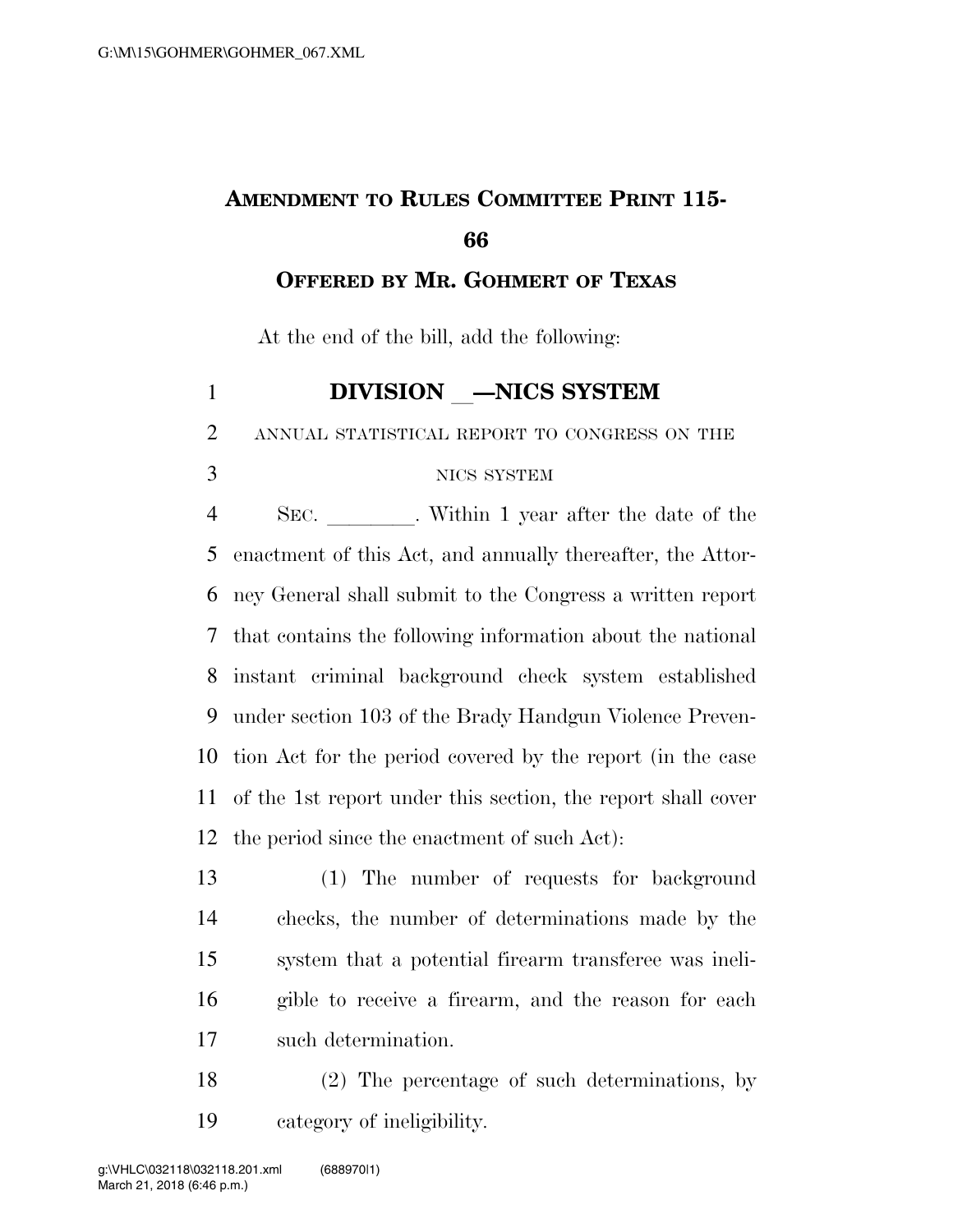# AMENDMENT TO RULES COMMITTEE PRINT 115-66

## OFFERED BY MR. GOHMERT OF TEXAS

At the end of the bill, add the following:

## DIVISION __—NICS SYSTEM

ANNUAL STATISTICAL REPORT TO CONGRESS ON THE NICS SYSTEM

SEC. ________. Within 1 year after the date of the enactment of this Act, and annually thereafter, the Attorney General shall submit to the Congress a written report that contains the following information about the national instant criminal background check system established under section 103 of the Brady Handgun Violence Prevention Act for the period covered by the report (in the case of the 1st report under this section, the report shall cover the period since the enactment of such Act):

(1) The number of requests for background checks, the number of determinations made by the system that a potential firearm transferee was ineligible to receive a firearm, and the reason for each such determination.

(2) The percentage of such determinations, by category of ineligibility.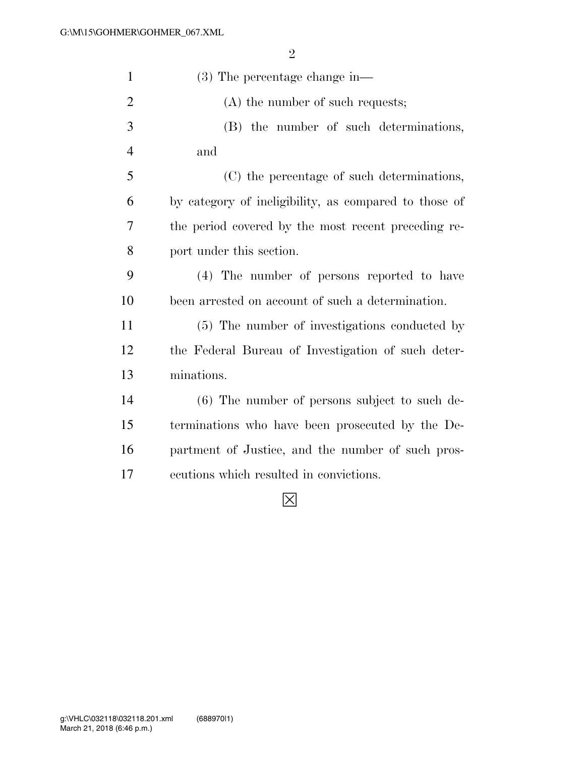(3) The percentage change in—

(A) the number of such requests;

(B) the number of such determinations, and

(C) the percentage of such determinations, by category of ineligibility, as compared to those of the period covered by the most recent preceding report under this section.

(4) The number of persons reported to have been arrested on account of such a determination.

(5) The number of investigations conducted by the Federal Bureau of Investigation of such determinations.

(6) The number of persons subject to such determinations who have been prosecuted by the Department of Justice, and the number of such prosecutions which resulted in convictions.